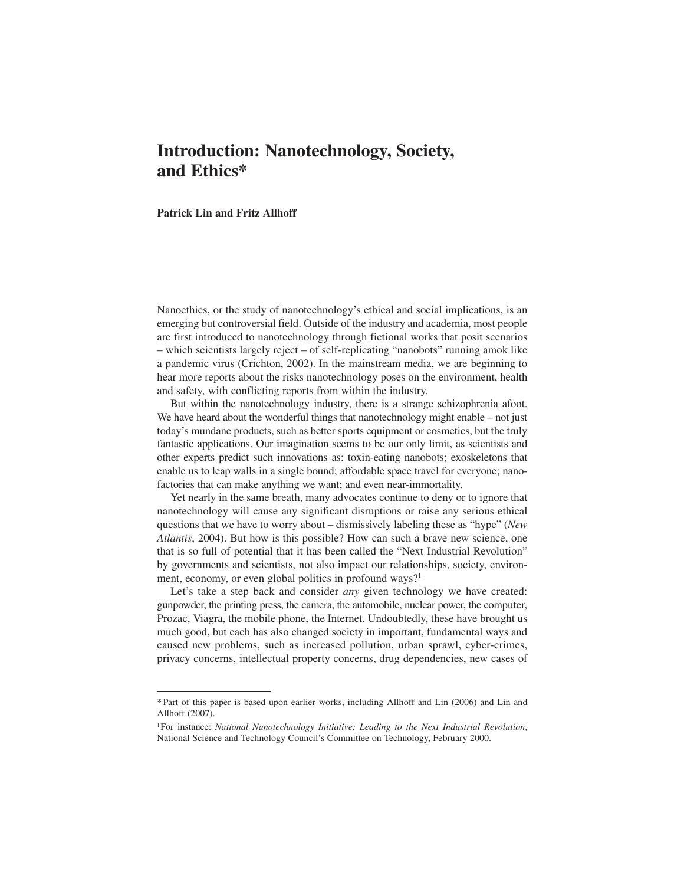# Introduction: Nanotechnology, Society, and Ethics*

**Patrick Lin and Fritz Allhoff**

Nanoethics, or the study of nanotechnology's ethical and social implications, is an emerging but controversial field. Outside of the industry and academia, most people are first introduced to nanotechnology through fictional works that posit scenarios – which scientists largely reject – of self-replicating "nanobots" running amok like a pandemic virus (Crichton, 2002). In the mainstream media, we are beginning to hear more reports about the risks nanotechnology poses on the environment, health and safety, with conflicting reports from within the industry.

But within the nanotechnology industry, there is a strange schizophrenia afoot. We have heard about the wonderful things that nanotechnology might enable – not just today's mundane products, such as better sports equipment or cosmetics, but the truly fantastic applications. Our imagination seems to be our only limit, as scientists and other experts predict such innovations as: toxin-eating nanobots; exoskeletons that enable us to leap walls in a single bound; affordable space travel for everyone; nanofactories that can make anything we want; and even near-immortality.

Yet nearly in the same breath, many advocates continue to deny or to ignore that nanotechnology will cause any significant disruptions or raise any serious ethical questions that we have to worry about – dismissively labeling these as "hype" (*New Atlantis*, 2004). But how is this possible? How can such a brave new science, one that is so full of potential that it has been called the "Next Industrial Revolution" by governments and scientists, not also impact our relationships, society, environment, economy, or even global politics in profound ways?[1]

Let's take a step back and consider *any* given technology we have created: gunpowder, the printing press, the camera, the automobile, nuclear power, the computer, Prozac, Viagra, the mobile phone, the Internet. Undoubtedly, these have brought us much good, but each has also changed society in important, fundamental ways and caused new problems, such as increased pollution, urban sprawl, cyber-crimes, privacy concerns, intellectual property concerns, drug dependencies, new cases of

---

* Part of this paper is based upon earlier works, including Allhoff and Lin (2006) and Lin and Allhoff (2007).

[1] For instance: *National Nanotechnology Initiative: Leading to the Next Industrial Revolution*, National Science and Technology Council's Committee on Technology, February 2000.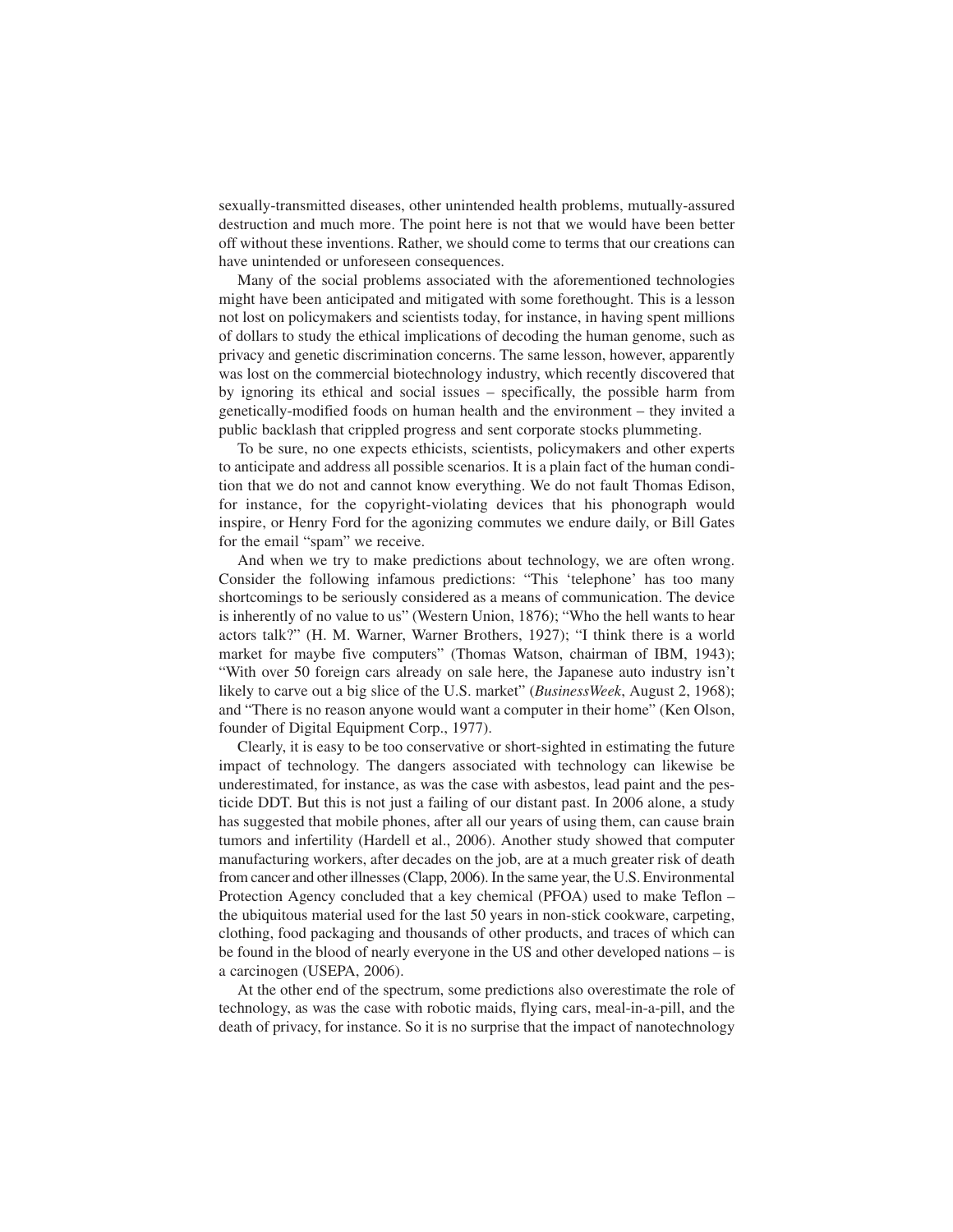sexually-transmitted diseases, other unintended health problems, mutually-assured destruction and much more. The point here is not that we would have been better off without these inventions. Rather, we should come to terms that our creations can have unintended or unforeseen consequences.

Many of the social problems associated with the aforementioned technologies might have been anticipated and mitigated with some forethought. This is a lesson not lost on policymakers and scientists today, for instance, in having spent millions of dollars to study the ethical implications of decoding the human genome, such as privacy and genetic discrimination concerns. The same lesson, however, apparently was lost on the commercial biotechnology industry, which recently discovered that by ignoring its ethical and social issues – specifically, the possible harm from genetically-modified foods on human health and the environment – they invited a public backlash that crippled progress and sent corporate stocks plummeting.

To be sure, no one expects ethicists, scientists, policymakers and other experts to anticipate and address all possible scenarios. It is a plain fact of the human condition that we do not and cannot know everything. We do not fault Thomas Edison, for instance, for the copyright-violating devices that his phonograph would inspire, or Henry Ford for the agonizing commutes we endure daily, or Bill Gates for the email "spam" we receive.

And when we try to make predictions about technology, we are often wrong. Consider the following infamous predictions: "This 'telephone' has too many shortcomings to be seriously considered as a means of communication. The device is inherently of no value to us" (Western Union, 1876); "Who the hell wants to hear actors talk?" (H. M. Warner, Warner Brothers, 1927); "I think there is a world market for maybe five computers" (Thomas Watson, chairman of IBM, 1943); "With over 50 foreign cars already on sale here, the Japanese auto industry isn't likely to carve out a big slice of the U.S. market" (*BusinessWeek*, August 2, 1968); and "There is no reason anyone would want a computer in their home" (Ken Olson, founder of Digital Equipment Corp., 1977).

Clearly, it is easy to be too conservative or short-sighted in estimating the future impact of technology. The dangers associated with technology can likewise be underestimated, for instance, as was the case with asbestos, lead paint and the pesticide DDT. But this is not just a failing of our distant past. In 2006 alone, a study has suggested that mobile phones, after all our years of using them, can cause brain tumors and infertility (Hardell et al., 2006). Another study showed that computer manufacturing workers, after decades on the job, are at a much greater risk of death from cancer and other illnesses (Clapp, 2006). In the same year, the U.S. Environmental Protection Agency concluded that a key chemical (PFOA) used to make Teflon – the ubiquitous material used for the last 50 years in non-stick cookware, carpeting, clothing, food packaging and thousands of other products, and traces of which can be found in the blood of nearly everyone in the US and other developed nations – is a carcinogen (USEPA, 2006).

At the other end of the spectrum, some predictions also overestimate the role of technology, as was the case with robotic maids, flying cars, meal-in-a-pill, and the death of privacy, for instance. So it is no surprise that the impact of nanotechnology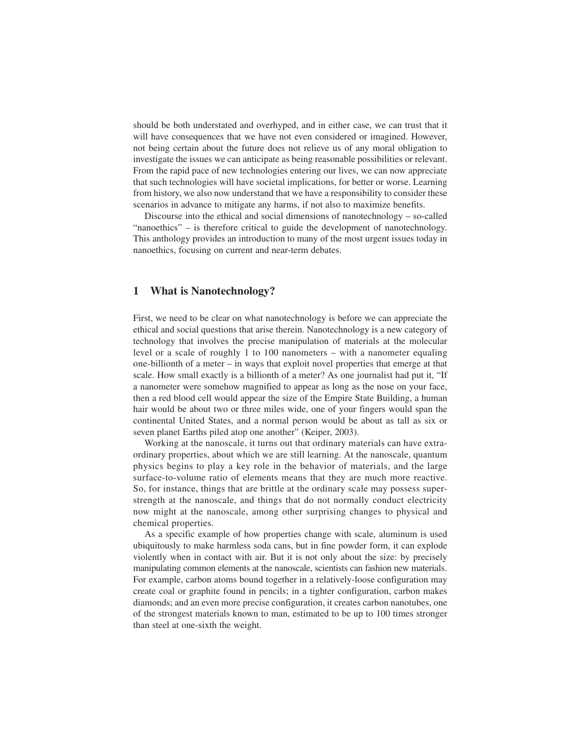should be both understated and overhyped, and in either case, we can trust that it will have consequences that we have not even considered or imagined. However, not being certain about the future does not relieve us of any moral obligation to investigate the issues we can anticipate as being reasonable possibilities or relevant. From the rapid pace of new technologies entering our lives, we can now appreciate that such technologies will have societal implications, for better or worse. Learning from history, we also now understand that we have a responsibility to consider these scenarios in advance to mitigate any harms, if not also to maximize benefits.

Discourse into the ethical and social dimensions of nanotechnology – so-called "nanoethics" – is therefore critical to guide the development of nanotechnology. This anthology provides an introduction to many of the most urgent issues today in nanoethics, focusing on current and near-term debates.

## 1 What is Nanotechnology?

First, we need to be clear on what nanotechnology is before we can appreciate the ethical and social questions that arise therein. Nanotechnology is a new category of technology that involves the precise manipulation of materials at the molecular level or a scale of roughly 1 to 100 nanometers – with a nanometer equaling one-billionth of a meter – in ways that exploit novel properties that emerge at that scale. How small exactly is a billionth of a meter? As one journalist had put it, "If a nanometer were somehow magnified to appear as long as the nose on your face, then a red blood cell would appear the size of the Empire State Building, a human hair would be about two or three miles wide, one of your fingers would span the continental United States, and a normal person would be about as tall as six or seven planet Earths piled atop one another" (Keiper, 2003).

Working at the nanoscale, it turns out that ordinary materials can have extraordinary properties, about which we are still learning. At the nanoscale, quantum physics begins to play a key role in the behavior of materials, and the large surface-to-volume ratio of elements means that they are much more reactive. So, for instance, things that are brittle at the ordinary scale may possess super-strength at the nanoscale, and things that do not normally conduct electricity now might at the nanoscale, among other surprising changes to physical and chemical properties.

As a specific example of how properties change with scale, aluminum is used ubiquitously to make harmless soda cans, but in fine powder form, it can explode violently when in contact with air. But it is not only about the size: by precisely manipulating common elements at the nanoscale, scientists can fashion new materials. For example, carbon atoms bound together in a relatively-loose configuration may create coal or graphite found in pencils; in a tighter configuration, carbon makes diamonds; and an even more precise configuration, it creates carbon nanotubes, one of the strongest materials known to man, estimated to be up to 100 times stronger than steel at one-sixth the weight.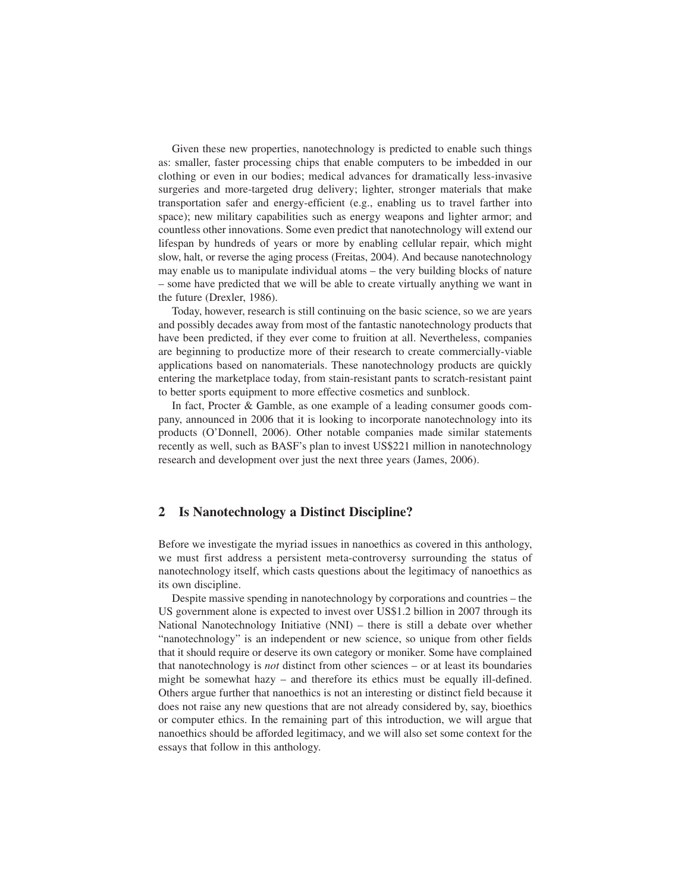Given these new properties, nanotechnology is predicted to enable such things as: smaller, faster processing chips that enable computers to be imbedded in our clothing or even in our bodies; medical advances for dramatically less-invasive surgeries and more-targeted drug delivery; lighter, stronger materials that make transportation safer and energy-efficient (e.g., enabling us to travel farther into space); new military capabilities such as energy weapons and lighter armor; and countless other innovations. Some even predict that nanotechnology will extend our lifespan by hundreds of years or more by enabling cellular repair, which might slow, halt, or reverse the aging process (Freitas, 2004). And because nanotechnology may enable us to manipulate individual atoms – the very building blocks of nature – some have predicted that we will be able to create virtually anything we want in the future (Drexler, 1986).

Today, however, research is still continuing on the basic science, so we are years and possibly decades away from most of the fantastic nanotechnology products that have been predicted, if they ever come to fruition at all. Nevertheless, companies are beginning to productize more of their research to create commercially-viable applications based on nanomaterials. These nanotechnology products are quickly entering the marketplace today, from stain-resistant pants to scratch-resistant paint to better sports equipment to more effective cosmetics and sunblock.

In fact, Procter & Gamble, as one example of a leading consumer goods company, announced in 2006 that it is looking to incorporate nanotechnology into its products (O'Donnell, 2006). Other notable companies made similar statements recently as well, such as BASF's plan to invest US$221 million in nanotechnology research and development over just the next three years (James, 2006).

## 2 Is Nanotechnology a Distinct Discipline?

Before we investigate the myriad issues in nanoethics as covered in this anthology, we must first address a persistent meta-controversy surrounding the status of nanotechnology itself, which casts questions about the legitimacy of nanoethics as its own discipline.

Despite massive spending in nanotechnology by corporations and countries – the US government alone is expected to invest over US$1.2 billion in 2007 through its National Nanotechnology Initiative (NNI) – there is still a debate over whether "nanotechnology" is an independent or new science, so unique from other fields that it should require or deserve its own category or moniker. Some have complained that nanotechnology is *not* distinct from other sciences – or at least its boundaries might be somewhat hazy – and therefore its ethics must be equally ill-defined. Others argue further that nanoethics is not an interesting or distinct field because it does not raise any new questions that are not already considered by, say, bioethics or computer ethics. In the remaining part of this introduction, we will argue that nanoethics should be afforded legitimacy, and we will also set some context for the essays that follow in this anthology.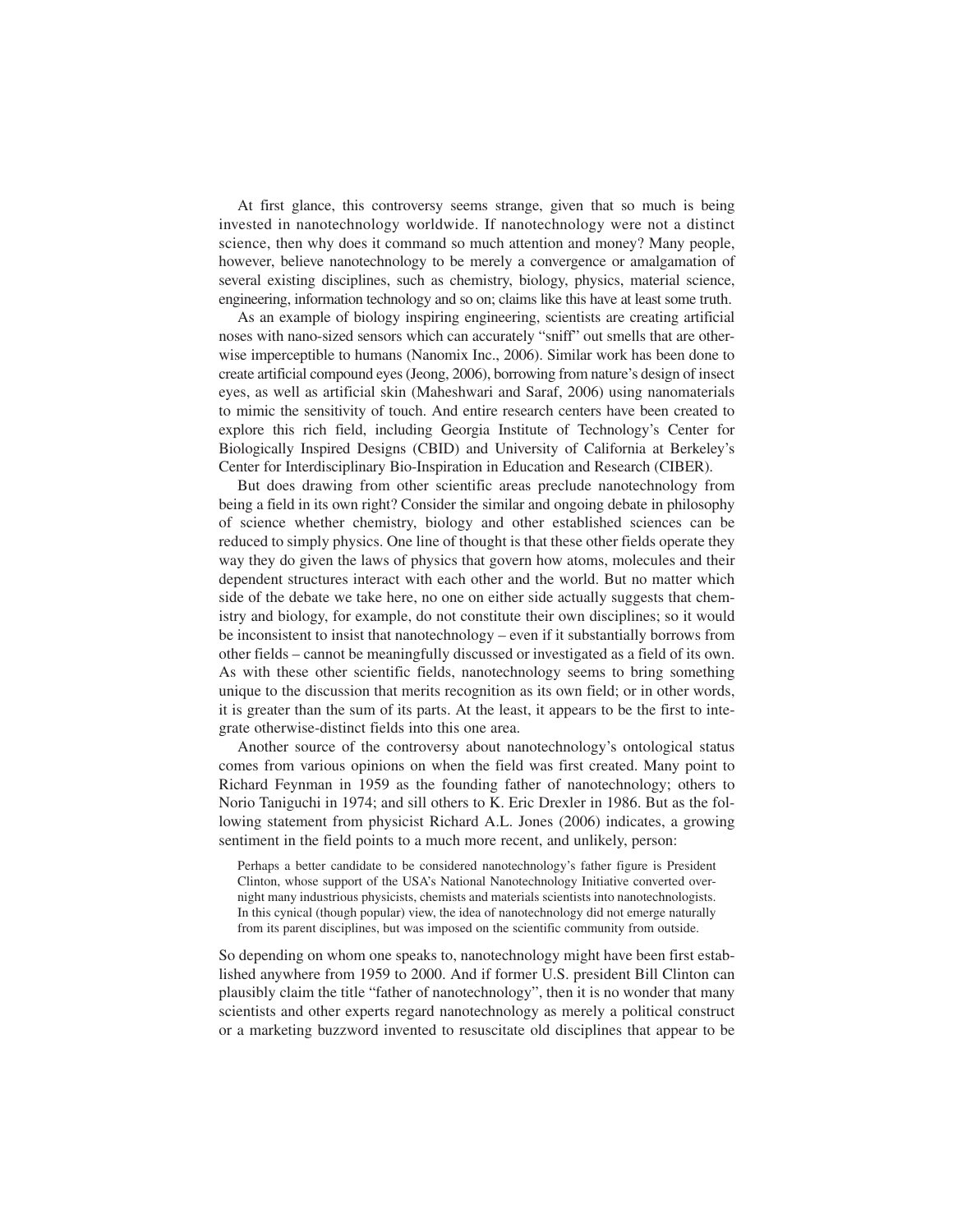At first glance, this controversy seems strange, given that so much is being invested in nanotechnology worldwide. If nanotechnology were not a distinct science, then why does it command so much attention and money? Many people, however, believe nanotechnology to be merely a convergence or amalgamation of several existing disciplines, such as chemistry, biology, physics, material science, engineering, information technology and so on; claims like this have at least some truth.

As an example of biology inspiring engineering, scientists are creating artificial noses with nano-sized sensors which can accurately "sniff" out smells that are otherwise imperceptible to humans (Nanomix Inc., 2006). Similar work has been done to create artificial compound eyes (Jeong, 2006), borrowing from nature's design of insect eyes, as well as artificial skin (Maheshwari and Saraf, 2006) using nanomaterials to mimic the sensitivity of touch. And entire research centers have been created to explore this rich field, including Georgia Institute of Technology's Center for Biologically Inspired Designs (CBID) and University of California at Berkeley's Center for Interdisciplinary Bio-Inspiration in Education and Research (CIBER).

But does drawing from other scientific areas preclude nanotechnology from being a field in its own right? Consider the similar and ongoing debate in philosophy of science whether chemistry, biology and other established sciences can be reduced to simply physics. One line of thought is that these other fields operate they way they do given the laws of physics that govern how atoms, molecules and their dependent structures interact with each other and the world. But no matter which side of the debate we take here, no one on either side actually suggests that chemistry and biology, for example, do not constitute their own disciplines; so it would be inconsistent to insist that nanotechnology – even if it substantially borrows from other fields – cannot be meaningfully discussed or investigated as a field of its own. As with these other scientific fields, nanotechnology seems to bring something unique to the discussion that merits recognition as its own field; or in other words, it is greater than the sum of its parts. At the least, it appears to be the first to integrate otherwise-distinct fields into this one area.

Another source of the controversy about nanotechnology's ontological status comes from various opinions on when the field was first created. Many point to Richard Feynman in 1959 as the founding father of nanotechnology; others to Norio Taniguchi in 1974; and sill others to K. Eric Drexler in 1986. But as the following statement from physicist Richard A.L. Jones (2006) indicates, a growing sentiment in the field points to a much more recent, and unlikely, person:

> Perhaps a better candidate to be considered nanotechnology's father figure is President Clinton, whose support of the USA's National Nanotechnology Initiative converted overnight many industrious physicists, chemists and materials scientists into nanotechnologists. In this cynical (though popular) view, the idea of nanotechnology did not emerge naturally from its parent disciplines, but was imposed on the scientific community from outside.

So depending on whom one speaks to, nanotechnology might have been first established anywhere from 1959 to 2000. And if former U.S. president Bill Clinton can plausibly claim the title "father of nanotechnology", then it is no wonder that many scientists and other experts regard nanotechnology as merely a political construct or a marketing buzzword invented to resuscitate old disciplines that appear to be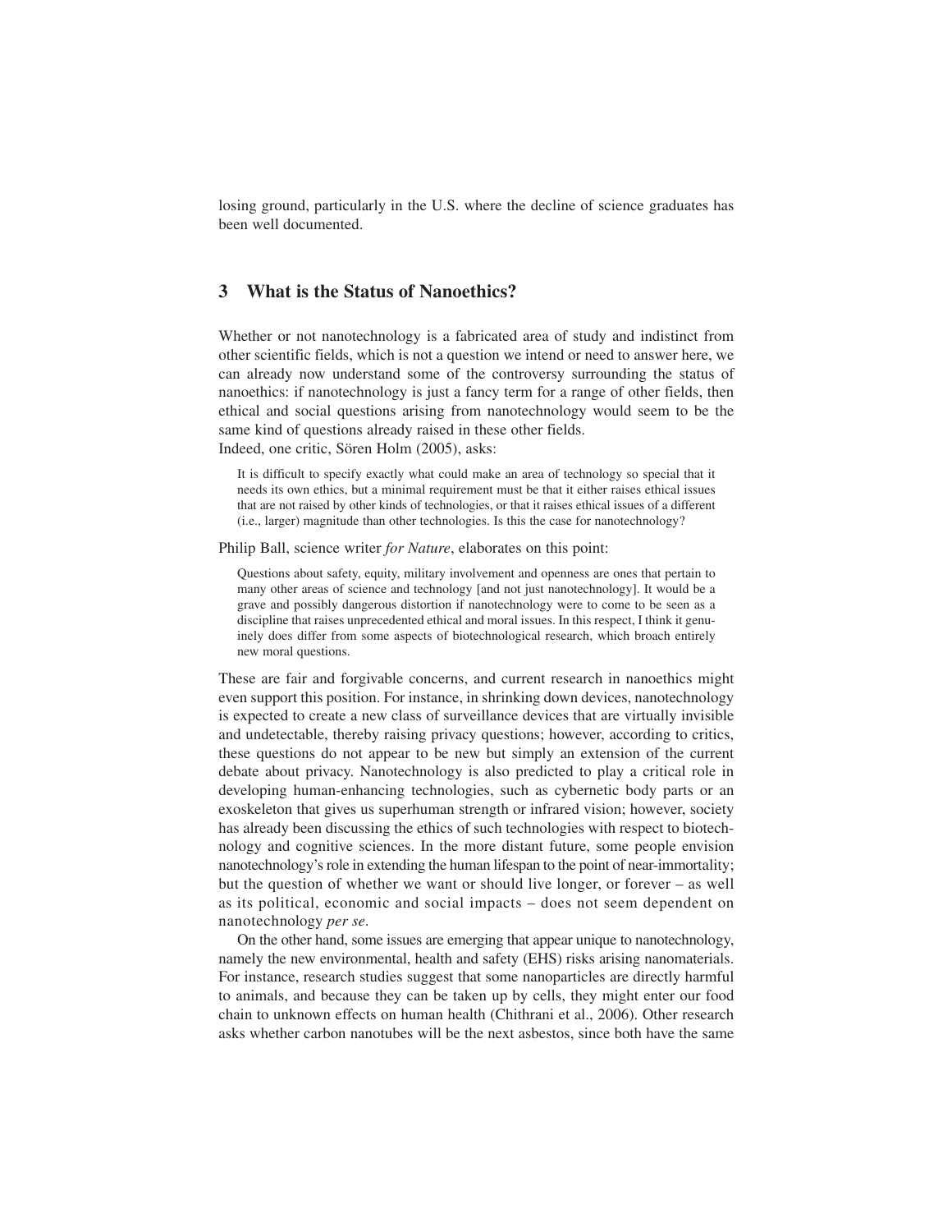losing ground, particularly in the U.S. where the decline of science graduates has been well documented.

## 3 What is the Status of Nanoethics?

Whether or not nanotechnology is a fabricated area of study and indistinct from other scientific fields, which is not a question we intend or need to answer here, we can already now understand some of the controversy surrounding the status of nanoethics: if nanotechnology is just a fancy term for a range of other fields, then ethical and social questions arising from nanotechnology would seem to be the same kind of questions already raised in these other fields.
Indeed, one critic, Sören Holm (2005), asks:

> It is difficult to specify exactly what could make an area of technology so special that it needs its own ethics, but a minimal requirement must be that it either raises ethical issues that are not raised by other kinds of technologies, or that it raises ethical issues of a different (i.e., larger) magnitude than other technologies. Is this the case for nanotechnology?

Philip Ball, science writer *for Nature*, elaborates on this point:

> Questions about safety, equity, military involvement and openness are ones that pertain to many other areas of science and technology [and not just nanotechnology]. It would be a grave and possibly dangerous distortion if nanotechnology were to come to be seen as a discipline that raises unprecedented ethical and moral issues. In this respect, I think it genuinely does differ from some aspects of biotechnological research, which broach entirely new moral questions.

These are fair and forgivable concerns, and current research in nanoethics might even support this position. For instance, in shrinking down devices, nanotechnology is expected to create a new class of surveillance devices that are virtually invisible and undetectable, thereby raising privacy questions; however, according to critics, these questions do not appear to be new but simply an extension of the current debate about privacy. Nanotechnology is also predicted to play a critical role in developing human-enhancing technologies, such as cybernetic body parts or an exoskeleton that gives us superhuman strength or infrared vision; however, society has already been discussing the ethics of such technologies with respect to biotechnology and cognitive sciences. In the more distant future, some people envision nanotechnology's role in extending the human lifespan to the point of near-immortality; but the question of whether we want or should live longer, or forever – as well as its political, economic and social impacts – does not seem dependent on nanotechnology *per se*.

On the other hand, some issues are emerging that appear unique to nanotechnology, namely the new environmental, health and safety (EHS) risks arising nanomaterials. For instance, research studies suggest that some nanoparticles are directly harmful to animals, and because they can be taken up by cells, they might enter our food chain to unknown effects on human health (Chithrani et al., 2006). Other research asks whether carbon nanotubes will be the next asbestos, since both have the same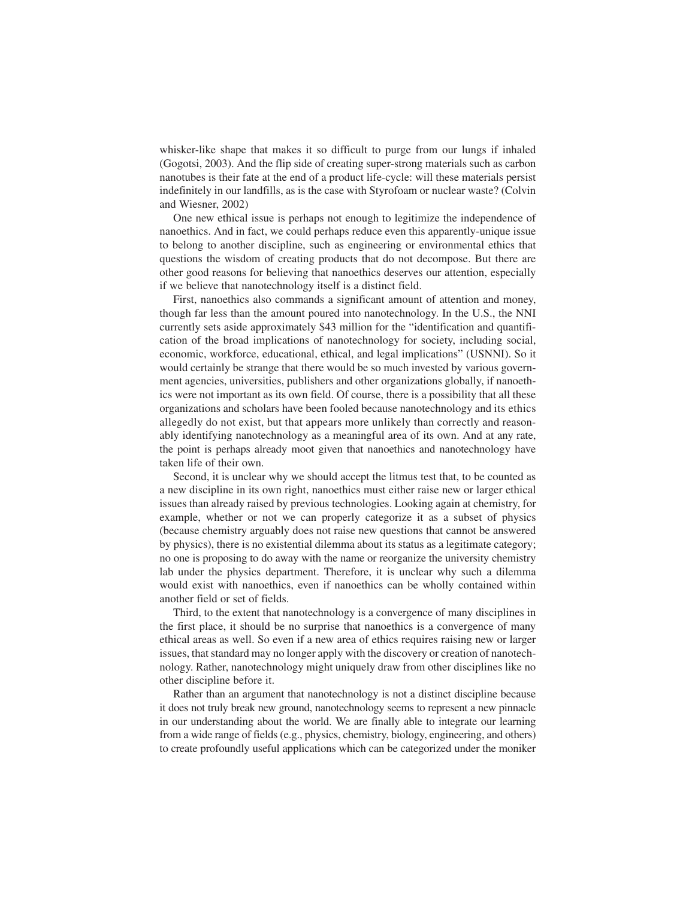whisker-like shape that makes it so difficult to purge from our lungs if inhaled (Gogotsi, 2003). And the flip side of creating super-strong materials such as carbon nanotubes is their fate at the end of a product life-cycle: will these materials persist indefinitely in our landfills, as is the case with Styrofoam or nuclear waste? (Colvin and Wiesner, 2002)

One new ethical issue is perhaps not enough to legitimize the independence of nanoethics. And in fact, we could perhaps reduce even this apparently-unique issue to belong to another discipline, such as engineering or environmental ethics that questions the wisdom of creating products that do not decompose. But there are other good reasons for believing that nanoethics deserves our attention, especially if we believe that nanotechnology itself is a distinct field.

First, nanoethics also commands a significant amount of attention and money, though far less than the amount poured into nanotechnology. In the U.S., the NNI currently sets aside approximately $43 million for the "identification and quantification of the broad implications of nanotechnology for society, including social, economic, workforce, educational, ethical, and legal implications" (USNNI). So it would certainly be strange that there would be so much invested by various government agencies, universities, publishers and other organizations globally, if nanoethics were not important as its own field. Of course, there is a possibility that all these organizations and scholars have been fooled because nanotechnology and its ethics allegedly do not exist, but that appears more unlikely than correctly and reasonably identifying nanotechnology as a meaningful area of its own. And at any rate, the point is perhaps already moot given that nanoethics and nanotechnology have taken life of their own.

Second, it is unclear why we should accept the litmus test that, to be counted as a new discipline in its own right, nanoethics must either raise new or larger ethical issues than already raised by previous technologies. Looking again at chemistry, for example, whether or not we can properly categorize it as a subset of physics (because chemistry arguably does not raise new questions that cannot be answered by physics), there is no existential dilemma about its status as a legitimate category; no one is proposing to do away with the name or reorganize the university chemistry lab under the physics department. Therefore, it is unclear why such a dilemma would exist with nanoethics, even if nanoethics can be wholly contained within another field or set of fields.

Third, to the extent that nanotechnology is a convergence of many disciplines in the first place, it should be no surprise that nanoethics is a convergence of many ethical areas as well. So even if a new area of ethics requires raising new or larger issues, that standard may no longer apply with the discovery or creation of nanotechnology. Rather, nanotechnology might uniquely draw from other disciplines like no other discipline before it.

Rather than an argument that nanotechnology is not a distinct discipline because it does not truly break new ground, nanotechnology seems to represent a new pinnacle in our understanding about the world. We are finally able to integrate our learning from a wide range of fields (e.g., physics, chemistry, biology, engineering, and others) to create profoundly useful applications which can be categorized under the moniker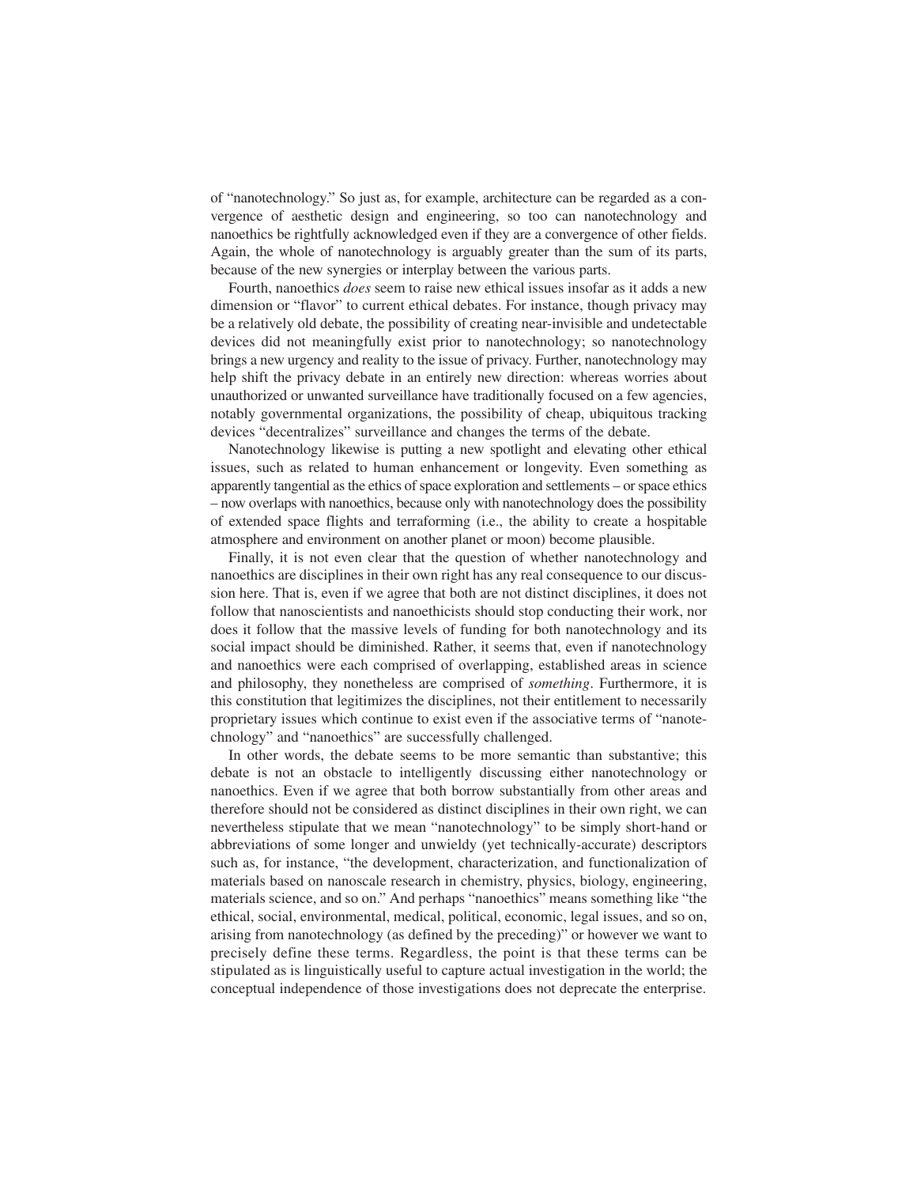of "nanotechnology." So just as, for example, architecture can be regarded as a convergence of aesthetic design and engineering, so too can nanotechnology and nanoethics be rightfully acknowledged even if they are a convergence of other fields. Again, the whole of nanotechnology is arguably greater than the sum of its parts, because of the new synergies or interplay between the various parts.

Fourth, nanoethics *does* seem to raise new ethical issues insofar as it adds a new dimension or "flavor" to current ethical debates. For instance, though privacy may be a relatively old debate, the possibility of creating near-invisible and undetectable devices did not meaningfully exist prior to nanotechnology; so nanotechnology brings a new urgency and reality to the issue of privacy. Further, nanotechnology may help shift the privacy debate in an entirely new direction: whereas worries about unauthorized or unwanted surveillance have traditionally focused on a few agencies, notably governmental organizations, the possibility of cheap, ubiquitous tracking devices "decentralizes" surveillance and changes the terms of the debate.

Nanotechnology likewise is putting a new spotlight and elevating other ethical issues, such as related to human enhancement or longevity. Even something as apparently tangential as the ethics of space exploration and settlements – or space ethics – now overlaps with nanoethics, because only with nanotechnology does the possibility of extended space flights and terraforming (i.e., the ability to create a hospitable atmosphere and environment on another planet or moon) become plausible.

Finally, it is not even clear that the question of whether nanotechnology and nanoethics are disciplines in their own right has any real consequence to our discussion here. That is, even if we agree that both are not distinct disciplines, it does not follow that nanoscientists and nanoethicists should stop conducting their work, nor does it follow that the massive levels of funding for both nanotechnology and its social impact should be diminished. Rather, it seems that, even if nanotechnology and nanoethics were each comprised of overlapping, established areas in science and philosophy, they nonetheless are comprised of *something*. Furthermore, it is this constitution that legitimizes the disciplines, not their entitlement to necessarily proprietary issues which continue to exist even if the associative terms of "nanotechnology" and "nanoethics" are successfully challenged.

In other words, the debate seems to be more semantic than substantive; this debate is not an obstacle to intelligently discussing either nanotechnology or nanoethics. Even if we agree that both borrow substantially from other areas and therefore should not be considered as distinct disciplines in their own right, we can nevertheless stipulate that we mean "nanotechnology" to be simply short-hand or abbreviations of some longer and unwieldy (yet technically-accurate) descriptors such as, for instance, "the development, characterization, and functionalization of materials based on nanoscale research in chemistry, physics, biology, engineering, materials science, and so on." And perhaps "nanoethics" means something like "the ethical, social, environmental, medical, political, economic, legal issues, and so on, arising from nanotechnology (as defined by the preceding)" or however we want to precisely define these terms. Regardless, the point is that these terms can be stipulated as is linguistically useful to capture actual investigation in the world; the conceptual independence of those investigations does not deprecate the enterprise.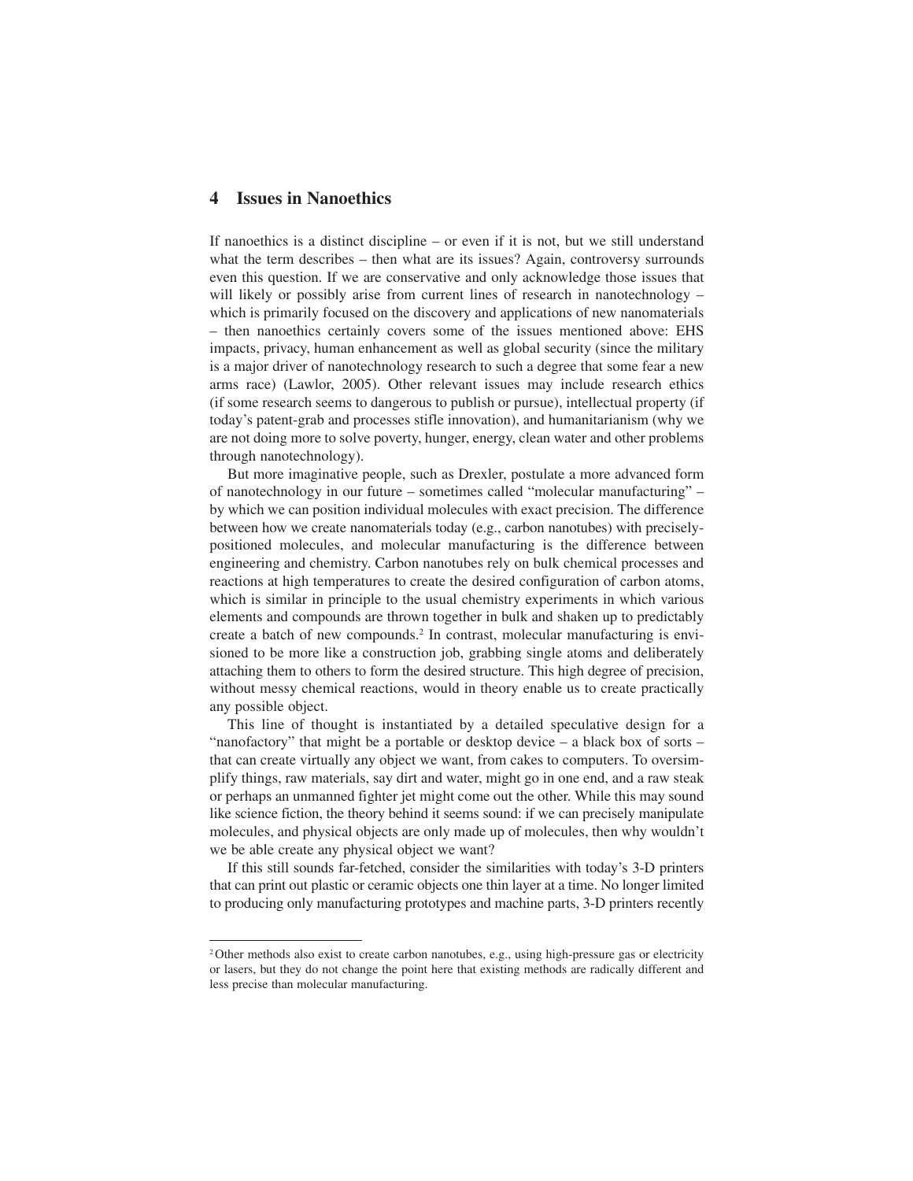## 4 Issues in Nanoethics

If nanoethics is a distinct discipline – or even if it is not, but we still understand what the term describes – then what are its issues? Again, controversy surrounds even this question. If we are conservative and only acknowledge those issues that will likely or possibly arise from current lines of research in nanotechnology – which is primarily focused on the discovery and applications of new nanomaterials – then nanoethics certainly covers some of the issues mentioned above: EHS impacts, privacy, human enhancement as well as global security (since the military is a major driver of nanotechnology research to such a degree that some fear a new arms race) (Lawlor, 2005). Other relevant issues may include research ethics (if some research seems to dangerous to publish or pursue), intellectual property (if today's patent-grab and processes stifle innovation), and humanitarianism (why we are not doing more to solve poverty, hunger, energy, clean water and other problems through nanotechnology).

But more imaginative people, such as Drexler, postulate a more advanced form of nanotechnology in our future – sometimes called "molecular manufacturing" – by which we can position individual molecules with exact precision. The difference between how we create nanomaterials today (e.g., carbon nanotubes) with precisely-positioned molecules, and molecular manufacturing is the difference between engineering and chemistry. Carbon nanotubes rely on bulk chemical processes and reactions at high temperatures to create the desired configuration of carbon atoms, which is similar in principle to the usual chemistry experiments in which various elements and compounds are thrown together in bulk and shaken up to predictably create a batch of new compounds.[2] In contrast, molecular manufacturing is envisioned to be more like a construction job, grabbing single atoms and deliberately attaching them to others to form the desired structure. This high degree of precision, without messy chemical reactions, would in theory enable us to create practically any possible object.

This line of thought is instantiated by a detailed speculative design for a "nanofactory" that might be a portable or desktop device – a black box of sorts – that can create virtually any object we want, from cakes to computers. To oversimplify things, raw materials, say dirt and water, might go in one end, and a raw steak or perhaps an unmanned fighter jet might come out the other. While this may sound like science fiction, the theory behind it seems sound: if we can precisely manipulate molecules, and physical objects are only made up of molecules, then why wouldn't we be able create any physical object we want?

If this still sounds far-fetched, consider the similarities with today's 3-D printers that can print out plastic or ceramic objects one thin layer at a time. No longer limited to producing only manufacturing prototypes and machine parts, 3-D printers recently

[2] Other methods also exist to create carbon nanotubes, e.g., using high-pressure gas or electricity or lasers, but they do not change the point here that existing methods are radically different and less precise than molecular manufacturing.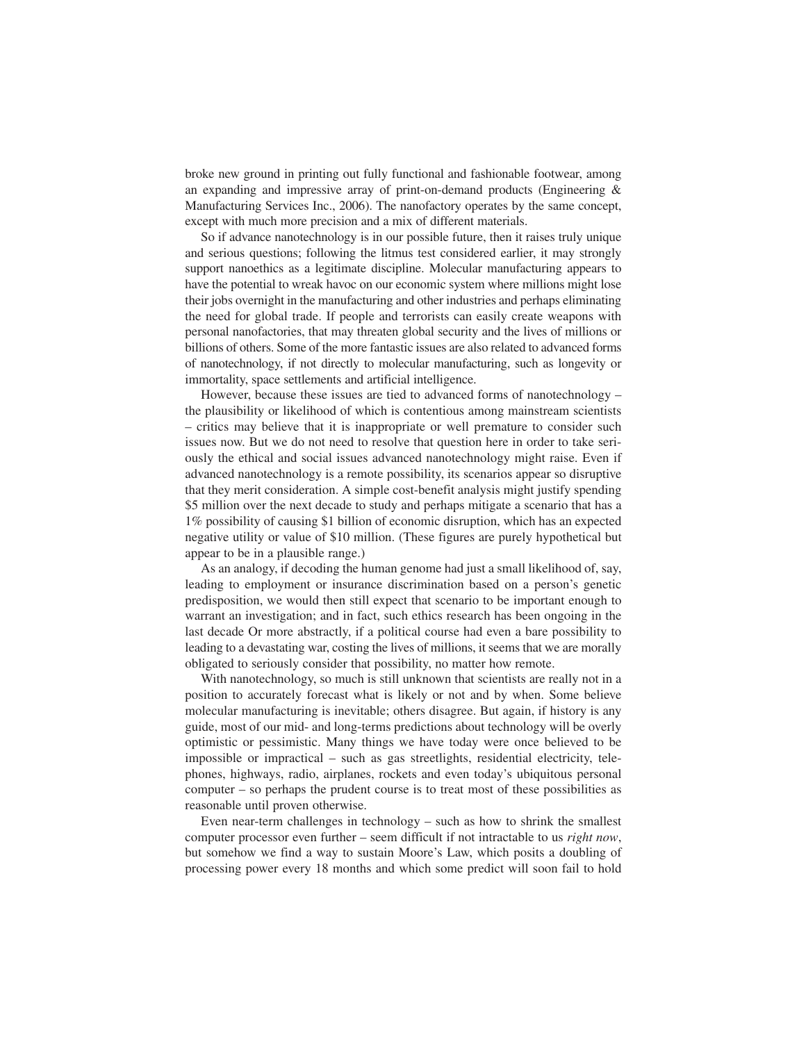broke new ground in printing out fully functional and fashionable footwear, among an expanding and impressive array of print-on-demand products (Engineering & Manufacturing Services Inc., 2006). The nanofactory operates by the same concept, except with much more precision and a mix of different materials.

So if advance nanotechnology is in our possible future, then it raises truly unique and serious questions; following the litmus test considered earlier, it may strongly support nanoethics as a legitimate discipline. Molecular manufacturing appears to have the potential to wreak havoc on our economic system where millions might lose their jobs overnight in the manufacturing and other industries and perhaps eliminating the need for global trade. If people and terrorists can easily create weapons with personal nanofactories, that may threaten global security and the lives of millions or billions of others. Some of the more fantastic issues are also related to advanced forms of nanotechnology, if not directly to molecular manufacturing, such as longevity or immortality, space settlements and artificial intelligence.

However, because these issues are tied to advanced forms of nanotechnology – the plausibility or likelihood of which is contentious among mainstream scientists – critics may believe that it is inappropriate or well premature to consider such issues now. But we do not need to resolve that question here in order to take seriously the ethical and social issues advanced nanotechnology might raise. Even if advanced nanotechnology is a remote possibility, its scenarios appear so disruptive that they merit consideration. A simple cost-benefit analysis might justify spending $5 million over the next decade to study and perhaps mitigate a scenario that has a 1% possibility of causing $1 billion of economic disruption, which has an expected negative utility or value of $10 million. (These figures are purely hypothetical but appear to be in a plausible range.)

As an analogy, if decoding the human genome had just a small likelihood of, say, leading to employment or insurance discrimination based on a person's genetic predisposition, we would then still expect that scenario to be important enough to warrant an investigation; and in fact, such ethics research has been ongoing in the last decade Or more abstractly, if a political course had even a bare possibility to leading to a devastating war, costing the lives of millions, it seems that we are morally obligated to seriously consider that possibility, no matter how remote.

With nanotechnology, so much is still unknown that scientists are really not in a position to accurately forecast what is likely or not and by when. Some believe molecular manufacturing is inevitable; others disagree. But again, if history is any guide, most of our mid- and long-terms predictions about technology will be overly optimistic or pessimistic. Many things we have today were once believed to be impossible or impractical – such as gas streetlights, residential electricity, telephones, highways, radio, airplanes, rockets and even today's ubiquitous personal computer – so perhaps the prudent course is to treat most of these possibilities as reasonable until proven otherwise.

Even near-term challenges in technology – such as how to shrink the smallest computer processor even further – seem difficult if not intractable to us *right now*, but somehow we find a way to sustain Moore's Law, which posits a doubling of processing power every 18 months and which some predict will soon fail to hold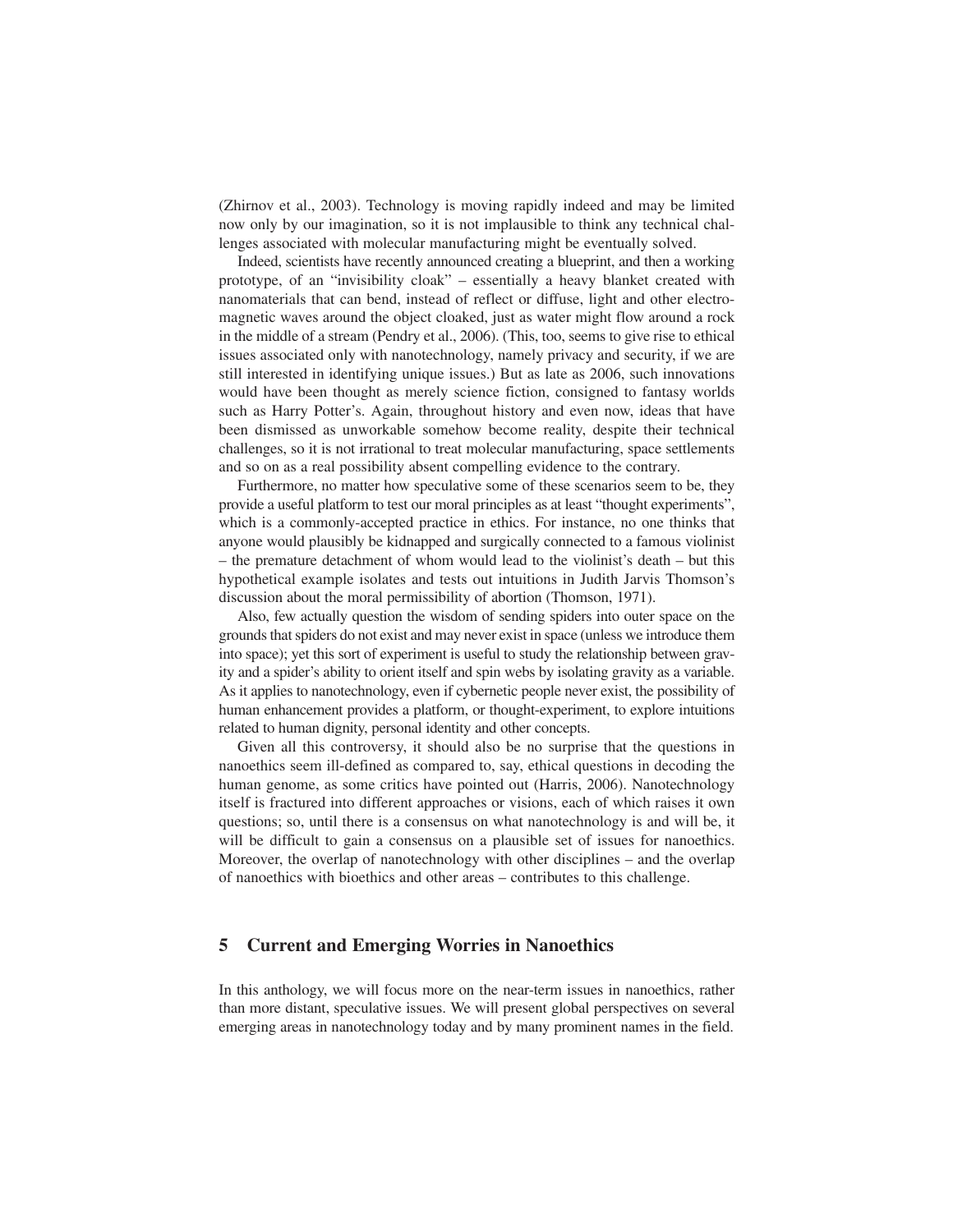(Zhirnov et al., 2003). Technology is moving rapidly indeed and may be limited now only by our imagination, so it is not implausible to think any technical challenges associated with molecular manufacturing might be eventually solved.

Indeed, scientists have recently announced creating a blueprint, and then a working prototype, of an "invisibility cloak" – essentially a heavy blanket created with nanomaterials that can bend, instead of reflect or diffuse, light and other electromagnetic waves around the object cloaked, just as water might flow around a rock in the middle of a stream (Pendry et al., 2006). (This, too, seems to give rise to ethical issues associated only with nanotechnology, namely privacy and security, if we are still interested in identifying unique issues.) But as late as 2006, such innovations would have been thought as merely science fiction, consigned to fantasy worlds such as Harry Potter's. Again, throughout history and even now, ideas that have been dismissed as unworkable somehow become reality, despite their technical challenges, so it is not irrational to treat molecular manufacturing, space settlements and so on as a real possibility absent compelling evidence to the contrary.

Furthermore, no matter how speculative some of these scenarios seem to be, they provide a useful platform to test our moral principles as at least "thought experiments", which is a commonly-accepted practice in ethics. For instance, no one thinks that anyone would plausibly be kidnapped and surgically connected to a famous violinist – the premature detachment of whom would lead to the violinist's death – but this hypothetical example isolates and tests out intuitions in Judith Jarvis Thomson's discussion about the moral permissibility of abortion (Thomson, 1971).

Also, few actually question the wisdom of sending spiders into outer space on the grounds that spiders do not exist and may never exist in space (unless we introduce them into space); yet this sort of experiment is useful to study the relationship between gravity and a spider's ability to orient itself and spin webs by isolating gravity as a variable. As it applies to nanotechnology, even if cybernetic people never exist, the possibility of human enhancement provides a platform, or thought-experiment, to explore intuitions related to human dignity, personal identity and other concepts.

Given all this controversy, it should also be no surprise that the questions in nanoethics seem ill-defined as compared to, say, ethical questions in decoding the human genome, as some critics have pointed out (Harris, 2006). Nanotechnology itself is fractured into different approaches or visions, each of which raises it own questions; so, until there is a consensus on what nanotechnology is and will be, it will be difficult to gain a consensus on a plausible set of issues for nanoethics. Moreover, the overlap of nanotechnology with other disciplines – and the overlap of nanoethics with bioethics and other areas – contributes to this challenge.

## 5 Current and Emerging Worries in Nanoethics

In this anthology, we will focus more on the near-term issues in nanoethics, rather than more distant, speculative issues. We will present global perspectives on several emerging areas in nanotechnology today and by many prominent names in the field.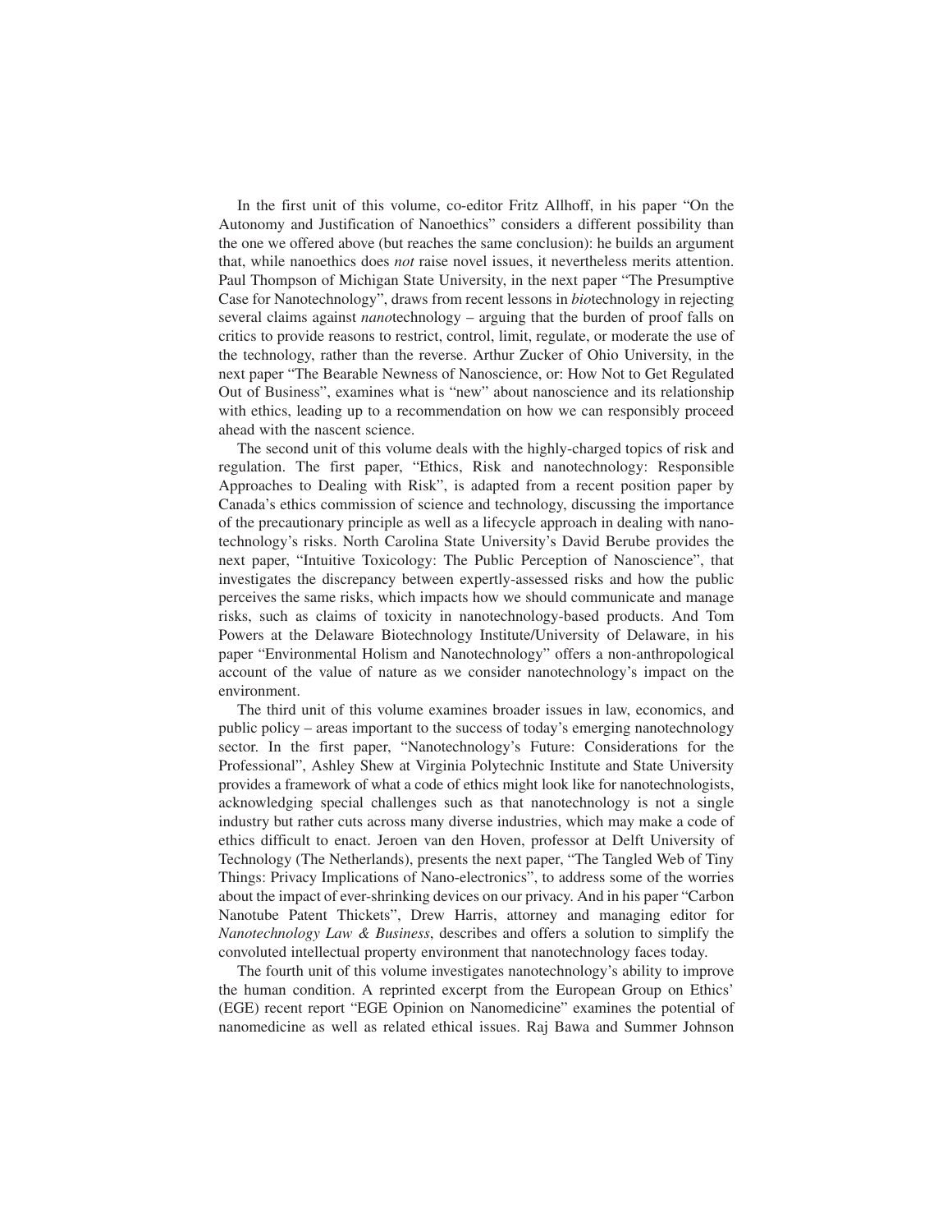In the first unit of this volume, co-editor Fritz Allhoff, in his paper "On the Autonomy and Justification of Nanoethics" considers a different possibility than the one we offered above (but reaches the same conclusion): he builds an argument that, while nanoethics does *not* raise novel issues, it nevertheless merits attention. Paul Thompson of Michigan State University, in the next paper "The Presumptive Case for Nanotechnology", draws from recent lessons in *bio*technology in rejecting several claims against *nano*technology – arguing that the burden of proof falls on critics to provide reasons to restrict, control, limit, regulate, or moderate the use of the technology, rather than the reverse. Arthur Zucker of Ohio University, in the next paper "The Bearable Newness of Nanoscience, or: How Not to Get Regulated Out of Business", examines what is "new" about nanoscience and its relationship with ethics, leading up to a recommendation on how we can responsibly proceed ahead with the nascent science.

The second unit of this volume deals with the highly-charged topics of risk and regulation. The first paper, "Ethics, Risk and nanotechnology: Responsible Approaches to Dealing with Risk", is adapted from a recent position paper by Canada's ethics commission of science and technology, discussing the importance of the precautionary principle as well as a lifecycle approach in dealing with nanotechnology's risks. North Carolina State University's David Berube provides the next paper, "Intuitive Toxicology: The Public Perception of Nanoscience", that investigates the discrepancy between expertly-assessed risks and how the public perceives the same risks, which impacts how we should communicate and manage risks, such as claims of toxicity in nanotechnology-based products. And Tom Powers at the Delaware Biotechnology Institute/University of Delaware, in his paper "Environmental Holism and Nanotechnology" offers a non-anthropological account of the value of nature as we consider nanotechnology's impact on the environment.

The third unit of this volume examines broader issues in law, economics, and public policy – areas important to the success of today's emerging nanotechnology sector. In the first paper, "Nanotechnology's Future: Considerations for the Professional", Ashley Shew at Virginia Polytechnic Institute and State University provides a framework of what a code of ethics might look like for nanotechnologists, acknowledging special challenges such as that nanotechnology is not a single industry but rather cuts across many diverse industries, which may make a code of ethics difficult to enact. Jeroen van den Hoven, professor at Delft University of Technology (The Netherlands), presents the next paper, "The Tangled Web of Tiny Things: Privacy Implications of Nano-electronics", to address some of the worries about the impact of ever-shrinking devices on our privacy. And in his paper "Carbon Nanotube Patent Thickets", Drew Harris, attorney and managing editor for *Nanotechnology Law & Business*, describes and offers a solution to simplify the convoluted intellectual property environment that nanotechnology faces today.

The fourth unit of this volume investigates nanotechnology's ability to improve the human condition. A reprinted excerpt from the European Group on Ethics' (EGE) recent report "EGE Opinion on Nanomedicine" examines the potential of nanomedicine as well as related ethical issues. Raj Bawa and Summer Johnson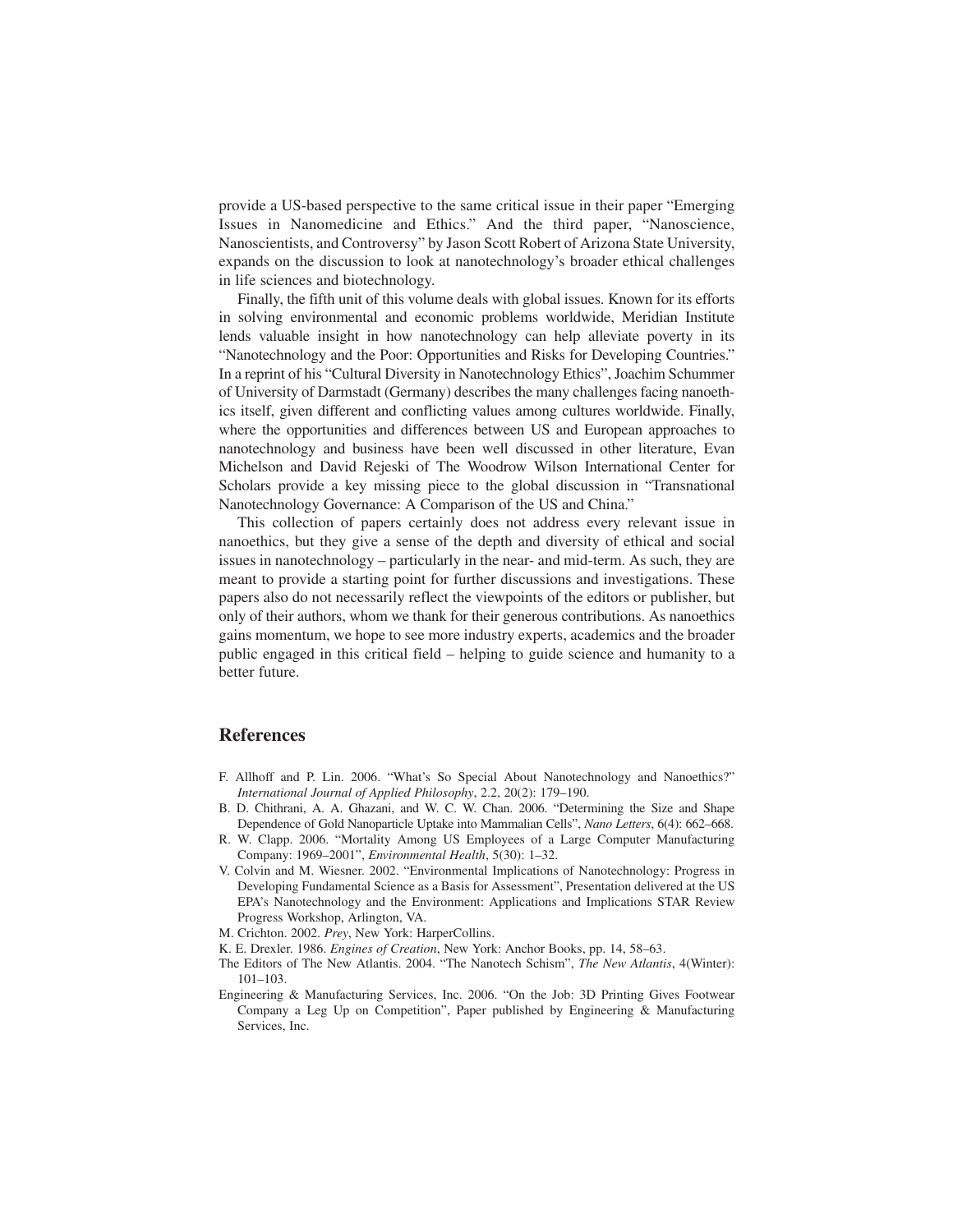provide a US-based perspective to the same critical issue in their paper "Emerging Issues in Nanomedicine and Ethics." And the third paper, "Nanoscience, Nanoscientists, and Controversy" by Jason Scott Robert of Arizona State University, expands on the discussion to look at nanotechnology's broader ethical challenges in life sciences and biotechnology.

Finally, the fifth unit of this volume deals with global issues. Known for its efforts in solving environmental and economic problems worldwide, Meridian Institute lends valuable insight in how nanotechnology can help alleviate poverty in its "Nanotechnology and the Poor: Opportunities and Risks for Developing Countries." In a reprint of his "Cultural Diversity in Nanotechnology Ethics", Joachim Schummer of University of Darmstadt (Germany) describes the many challenges facing nanoethics itself, given different and conflicting values among cultures worldwide. Finally, where the opportunities and differences between US and European approaches to nanotechnology and business have been well discussed in other literature, Evan Michelson and David Rejeski of The Woodrow Wilson International Center for Scholars provide a key missing piece to the global discussion in "Transnational Nanotechnology Governance: A Comparison of the US and China."

This collection of papers certainly does not address every relevant issue in nanoethics, but they give a sense of the depth and diversity of ethical and social issues in nanotechnology – particularly in the near- and mid-term. As such, they are meant to provide a starting point for further discussions and investigations. These papers also do not necessarily reflect the viewpoints of the editors or publisher, but only of their authors, whom we thank for their generous contributions. As nanoethics gains momentum, we hope to see more industry experts, academics and the broader public engaged in this critical field – helping to guide science and humanity to a better future.

## References

F. Allhoff and P. Lin. 2006. "What's So Special About Nanotechnology and Nanoethics?" *International Journal of Applied Philosophy*, 2.2, 20(2): 179–190.

B. D. Chithrani, A. A. Ghazani, and W. C. W. Chan. 2006. "Determining the Size and Shape Dependence of Gold Nanoparticle Uptake into Mammalian Cells", *Nano Letters*, 6(4): 662–668.

R. W. Clapp. 2006. "Mortality Among US Employees of a Large Computer Manufacturing Company: 1969–2001", *Environmental Health*, 5(30): 1–32.

V. Colvin and M. Wiesner. 2002. "Environmental Implications of Nanotechnology: Progress in Developing Fundamental Science as a Basis for Assessment", Presentation delivered at the US EPA's Nanotechnology and the Environment: Applications and Implications STAR Review Progress Workshop, Arlington, VA.

M. Crichton. 2002. *Prey*, New York: HarperCollins.

K. E. Drexler. 1986. *Engines of Creation*, New York: Anchor Books, pp. 14, 58–63.

The Editors of The New Atlantis. 2004. "The Nanotech Schism", *The New Atlantis*, 4(Winter): 101–103.

Engineering & Manufacturing Services, Inc. 2006. "On the Job: 3D Printing Gives Footwear Company a Leg Up on Competition", Paper published by Engineering & Manufacturing Services, Inc.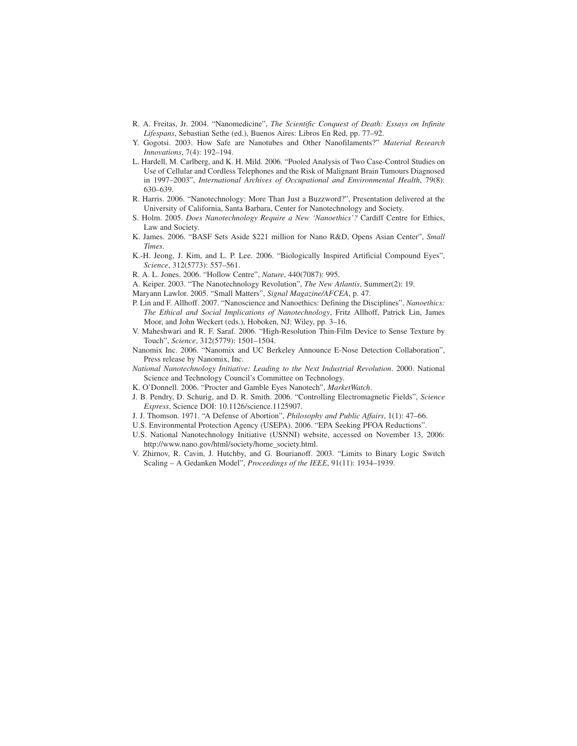R. A. Freitas, Jr. 2004. "Nanomedicine", *The Scientific Conquest of Death: Essays on Infinite Lifespans*, Sebastian Sethe (ed.), Buenos Aires: Libros En Red, pp. 77–92.

Y. Gogotsi. 2003. How Safe are Nanotubes and Other Nanofilaments?" *Material Research Innovations*, 7(4): 192–194.

L. Hardell, M. Carlberg, and K. H. Mild. 2006. "Pooled Analysis of Two Case-Control Studies on Use of Cellular and Cordless Telephones and the Risk of Malignant Brain Tumours Diagnosed in 1997–2003", *International Archives of Occupational and Environmental Health*, 79(8): 630–639.

R. Harris. 2006. "Nanotechnology: More Than Just a Buzzword?", Presentation delivered at the University of California, Santa Barbara, Center for Nanotechnology and Society.

S. Holm. 2005. *Does Nanotechnology Require a New 'Nanoethics'?* Cardiff Centre for Ethics, Law and Society.

K. James. 2006. "BASF Sets Aside $221 million for Nano R&D, Opens Asian Center", *Small Times*.

K.-H. Jeong, J. Kim, and L. P. Lee. 2006. "Biologically Inspired Artificial Compound Eyes", *Science*, 312(5773): 557–561.

R. A. L. Jones. 2006. "Hollow Centre", *Nature*, 440(7087): 995.

A. Keiper. 2003. "The Nanotechnology Revolution", *The New Atlantis*, Summer(2): 19.

Maryann Lawlor. 2005. "Small Matters", *Signal Magazine/AFCEA*, p. 47.

P. Lin and F. Allhoff. 2007. "Nanoscience and Nanoethics: Defining the Disciplines", *Nanoethics: The Ethical and Social Implications of Nanotechnology*, Fritz Allhoff, Patrick Lin, James Moor, and John Weckert (eds.), Hoboken, NJ: Wiley, pp. 3–16.

V. Maheshwari and R. F. Saraf. 2006. "High-Resolution Thin-Film Device to Sense Texture by Touch", *Science*, 312(5779): 1501–1504.

Nanomix Inc. 2006. "Nanomix and UC Berkeley Announce E-Nose Detection Collaboration", Press release by Nanomix, Inc.

*National Nanotechnology Initiative: Leading to the Next Industrial Revolution*. 2000. National Science and Technology Council's Committee on Technology.

K. O'Donnell. 2006. "Procter and Gamble Eyes Nanotech", *MarketWatch*.

J. B. Pendry, D. Schurig, and D. R. Smith. 2006. "Controlling Electromagnetic Fields", *Science Express*, Science DOI: 10.1126/science.1125907.

J. J. Thomson. 1971. "A Defense of Abortion", *Philosophy and Public Affairs*, 1(1): 47–66.

U.S. Environmental Protection Agency (USEPA). 2006. "EPA Seeking PFOA Reductions".

U.S. National Nanotechnology Initiative (USNNI) website, accessed on November 13, 2006: http://www.nano.gov/html/society/home_society.html.

V. Zhirnov, R. Cavin, J. Hutchby, and G. Bourianoff. 2003. "Limits to Binary Logic Switch Scaling – A Gedanken Model", *Proceedings of the IEEE*, 91(11): 1934–1939.